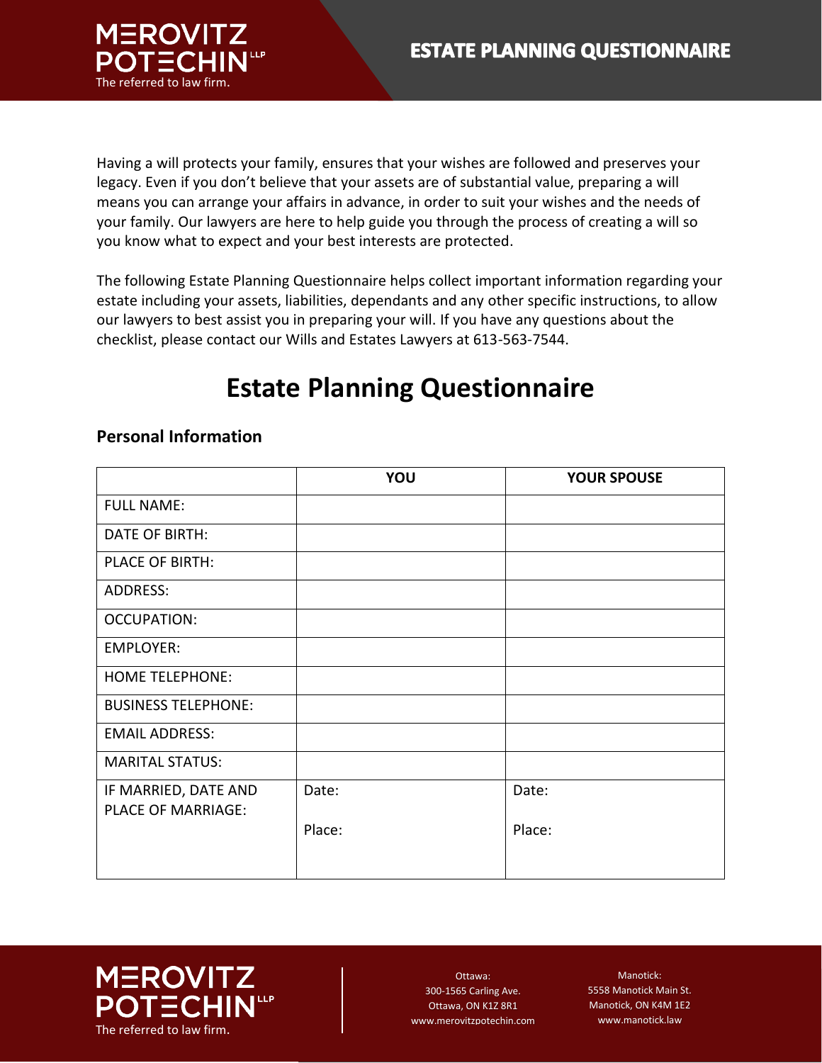# ESTATE PLANNING QUESTIONNAIRE

Having a will protects your family, ensures that your wishes are followed and preserves your legacy. Even if you don't believe that your assets are of substantial value, preparing a will means you can arrange your affairs in advance, in order to suit your wishes and the needs of your family. Our lawyers are here to help guide you through the process of creating a will so you know what to expect and your best interests are protected.

The following Estate Planning Questionnaire helps collect important information regarding your estate including your assets, liabilities, dependants and any other specific instructions, to allow our lawyers to best assist you in preparing your will. If you have any questions about the checklist, please contact our Wills and Estates Lawyers at 613-563-7544.

# Estate Planning Questionnaire

## Personal Information

| | YOU | YOUR SPOUSE |
|---|---|---|
| FULL NAME: | | |
| DATE OF BIRTH: | | |
| PLACE OF BIRTH: | | |
| ADDRESS: | | |
| OCCUPATION: | | |
| EMPLOYER: | | |
| HOME TELEPHONE: | | |
| BUSINESS TELEPHONE: | | |
| EMAIL ADDRESS: | | |
| MARITAL STATUS: | | |
| IF MARRIED, DATE AND PLACE OF MARRIAGE: | Date:<br>Place: | Date:<br>Place: |

Ottawa:
300-1565 Carling Ave.
Ottawa, ON K1Z 8R1
www.merovitzpotechin.com

Manotick:
5558 Manotick Main St.
Manotick, ON K4M 1E2
www.manotick.law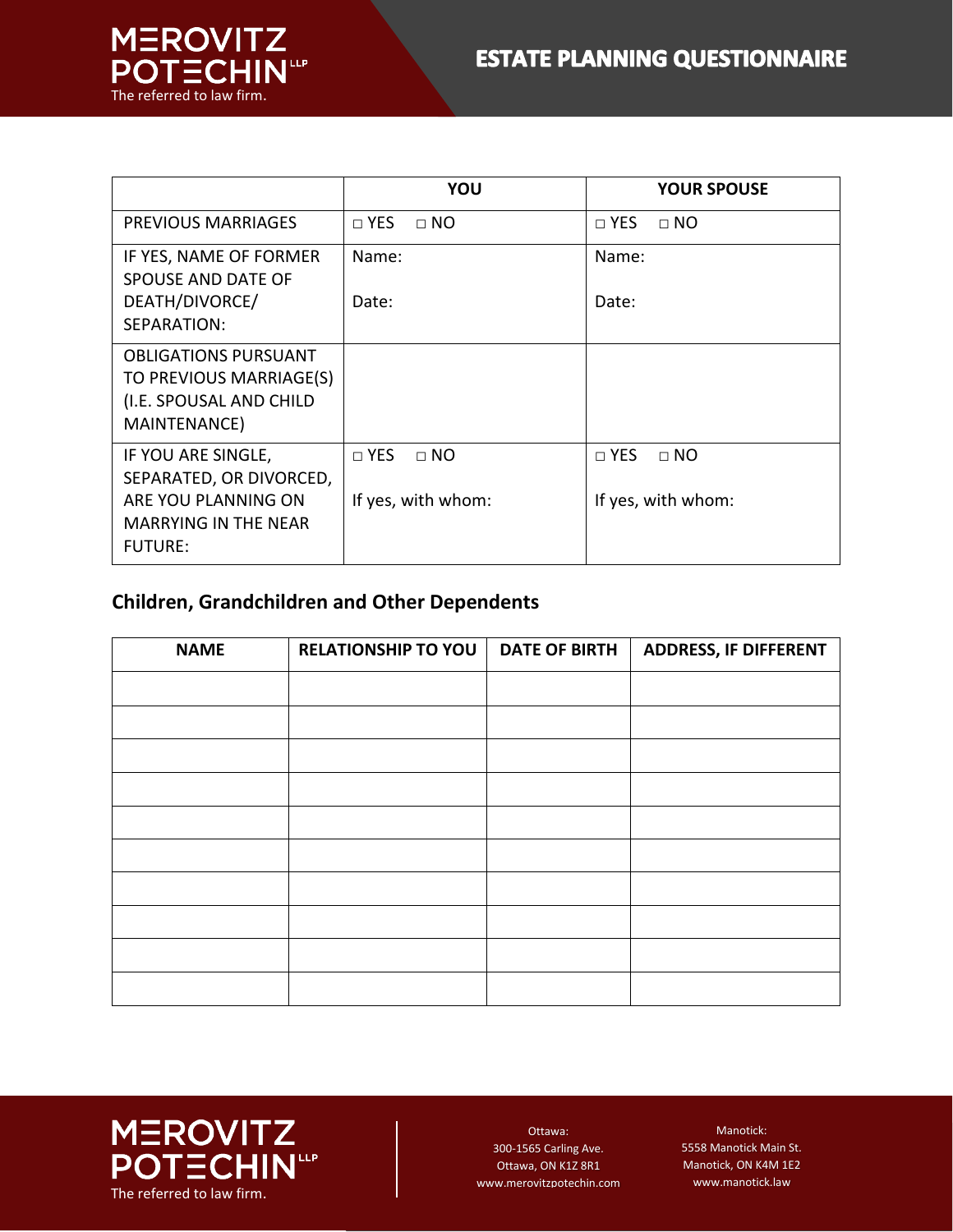| | YOU | YOUR SPOUSE |
|---|---|---|
| PREVIOUS MARRIAGES | □ YES □ NO | □ YES □ NO |
| IF YES, NAME OF FORMER SPOUSE AND DATE OF DEATH/DIVORCE/ SEPARATION: | Name:<br><br>Date: | Name:<br><br>Date: |
| OBLIGATIONS PURSUANT TO PREVIOUS MARRIAGE(S) (I.E. SPOUSAL AND CHILD MAINTENANCE) | | |
| IF YOU ARE SINGLE, SEPARATED, OR DIVORCED, ARE YOU PLANNING ON MARRYING IN THE NEAR FUTURE: | □ YES □ NO<br><br>If yes, with whom: | □ YES □ NO<br><br>If yes, with whom: |

## Children, Grandchildren and Other Dependents

| NAME | RELATIONSHIP TO YOU | DATE OF BIRTH | ADDRESS, IF DIFFERENT |
|---|---|---|---|
| | | | |
| | | | |
| | | | |
| | | | |
| | | | |
| | | | |
| | | | |
| | | | |
| | | | |
| | | | |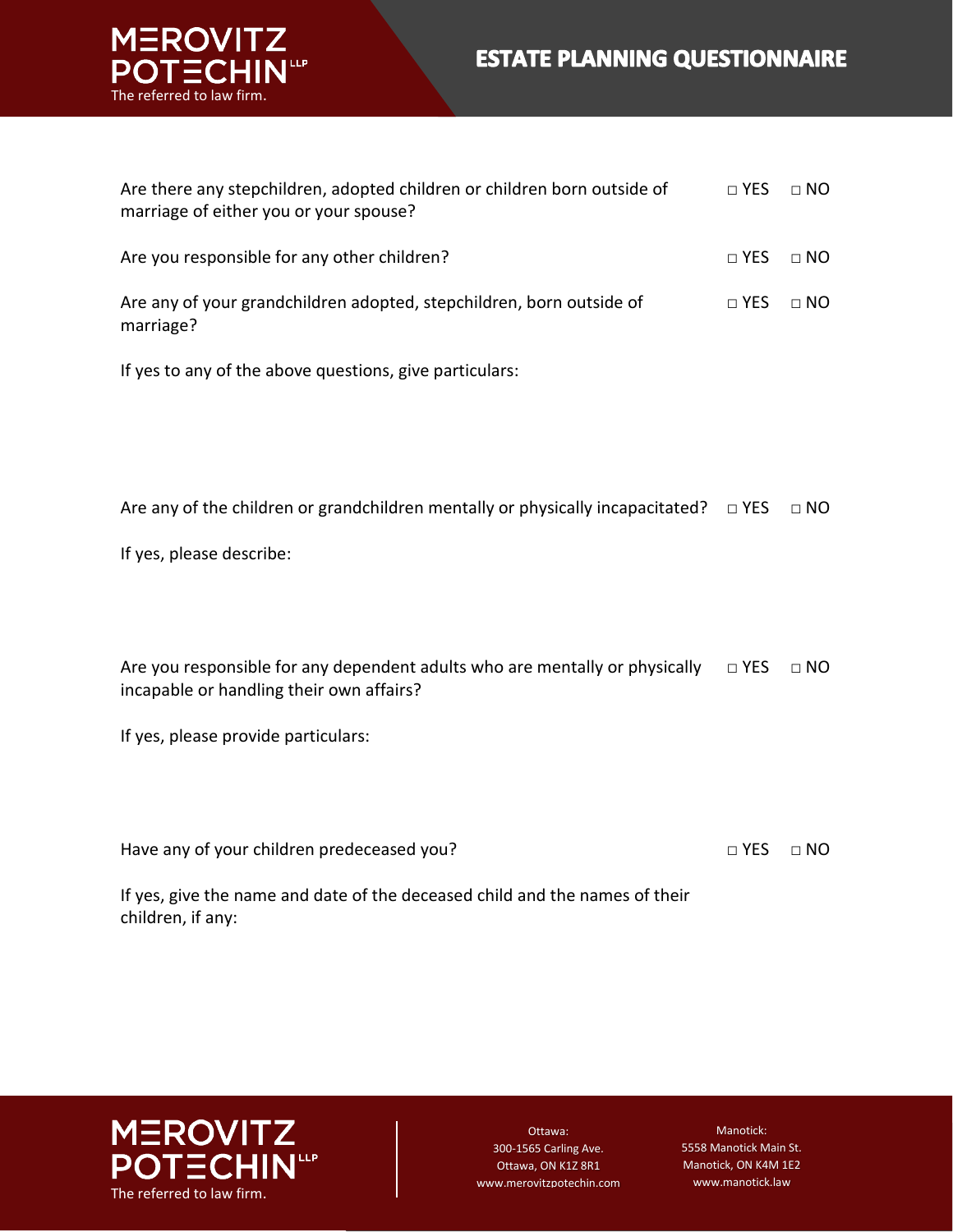Are there any stepchildren, adopted children or children born outside of marriage of either you or your spouse? □ YES □ NO

Are you responsible for any other children? □ YES □ NO

Are any of your grandchildren adopted, stepchildren, born outside of marriage? □ YES □ NO

If yes to any of the above questions, give particulars:

Are any of the children or grandchildren mentally or physically incapacitated? □ YES □ NO

If yes, please describe:

Are you responsible for any dependent adults who are mentally or physically incapable or handling their own affairs? □ YES □ NO

If yes, please provide particulars:

Have any of your children predeceased you? □ YES □ NO

If yes, give the name and date of the deceased child and the names of their children, if any: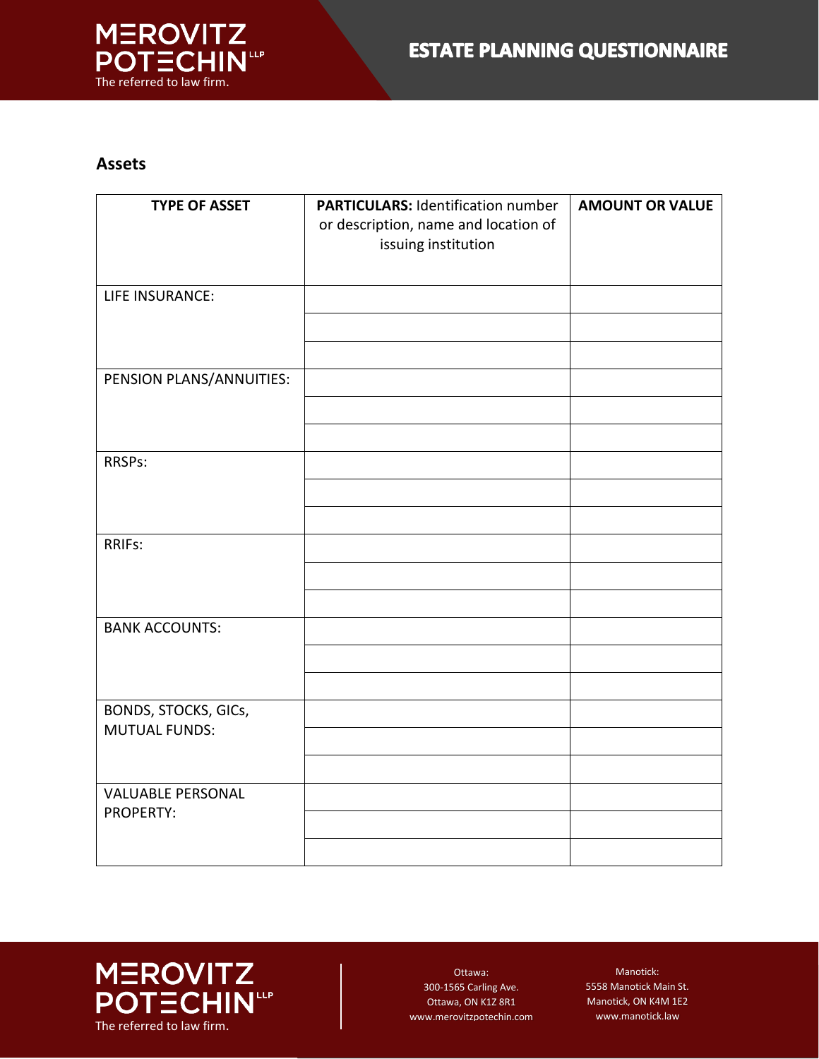## Assets

| TYPE OF ASSET | PARTICULARS: Identification number or description, name and location of issuing institution | AMOUNT OR VALUE |
|---|---|---|
| LIFE INSURANCE: | | |
| | | |
| | | |
| PENSION PLANS/ANNUITIES: | | |
| | | |
| | | |
| RRSPs: | | |
| | | |
| | | |
| RRIFs: | | |
| | | |
| | | |
| BANK ACCOUNTS: | | |
| | | |
| | | |
| BONDS, STOCKS, GICs, MUTUAL FUNDS: | | |
| | | |
| | | |
| VALUABLE PERSONAL PROPERTY: | | |
| | | |
| | | |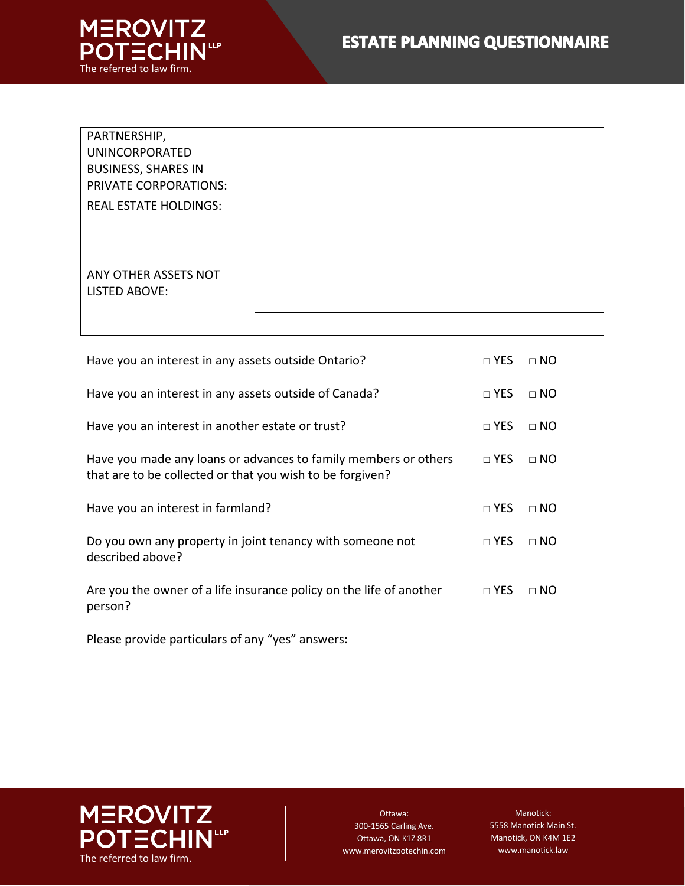| | | |
|---|---|---|
| PARTNERSHIP, UNINCORPORATED BUSINESS, SHARES IN PRIVATE CORPORATIONS: | | |
| | | |
| | | |
| REAL ESTATE HOLDINGS: | | |
| | | |
| | | |
| ANY OTHER ASSETS NOT LISTED ABOVE: | | |
| | | |
| | | |

| | | |
|---|---|---|
| Have you an interest in any assets outside Ontario? | □ YES | □ NO |
| Have you an interest in any assets outside of Canada? | □ YES | □ NO |
| Have you an interest in another estate or trust? | □ YES | □ NO |
| Have you made any loans or advances to family members or others that are to be collected or that you wish to be forgiven? | □ YES | □ NO |
| Have you an interest in farmland? | □ YES | □ NO |
| Do you own any property in joint tenancy with someone not described above? | □ YES | □ NO |
| Are you the owner of a life insurance policy on the life of another person? | □ YES | □ NO |

Please provide particulars of any "yes" answers: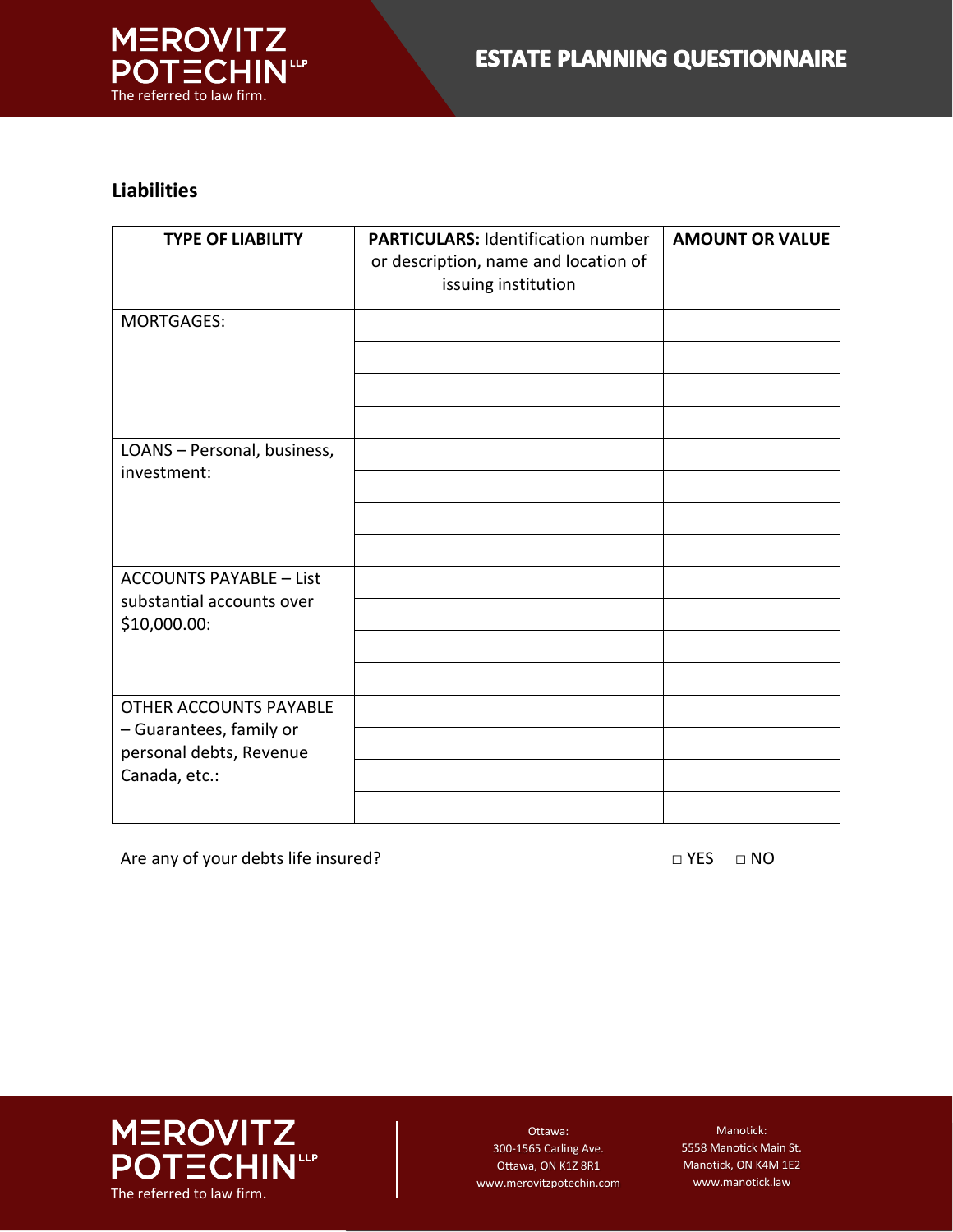## Liabilities

| TYPE OF LIABILITY | **PARTICULARS:** Identification number or description, name and location of issuing institution | AMOUNT OR VALUE |
|---|---|---|
| MORTGAGES: | | |
| | | |
| | | |
| | | |
| LOANS – Personal, business, investment: | | |
| | | |
| | | |
| | | |
| ACCOUNTS PAYABLE – List substantial accounts over $10,000.00: | | |
| | | |
| | | |
| | | |
| OTHER ACCOUNTS PAYABLE – Guarantees, family or personal debts, Revenue Canada, etc.: | | |
| | | |
| | | |
| | | |

Are any of your debts life insured? □ YES □ NO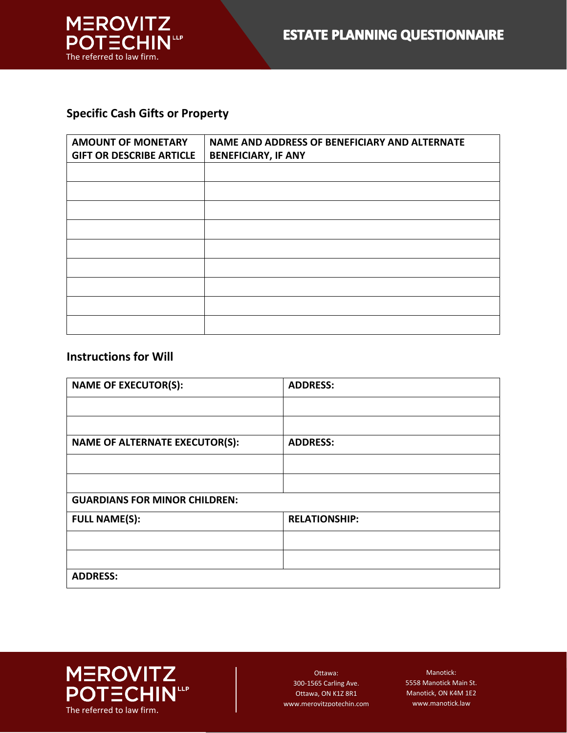## Specific Cash Gifts or Property

| AMOUNT OF MONETARY GIFT OR DESCRIBE ARTICLE | NAME AND ADDRESS OF BENEFICIARY AND ALTERNATE BENEFICIARY, IF ANY |
|---|---|
| | |
| | |
| | |
| | |
| | |
| | |
| | |
| | |
| | |

## Instructions for Will

| NAME OF EXECUTOR(S): | ADDRESS: |
|---|---|
| | |
| | |
| **NAME OF ALTERNATE EXECUTOR(S):** | **ADDRESS:** |
| | |
| | |
| **GUARDIANS FOR MINOR CHILDREN:** | |
| **FULL NAME(S):** | **RELATIONSHIP:** |
| | |
| | |
| **ADDRESS:** | |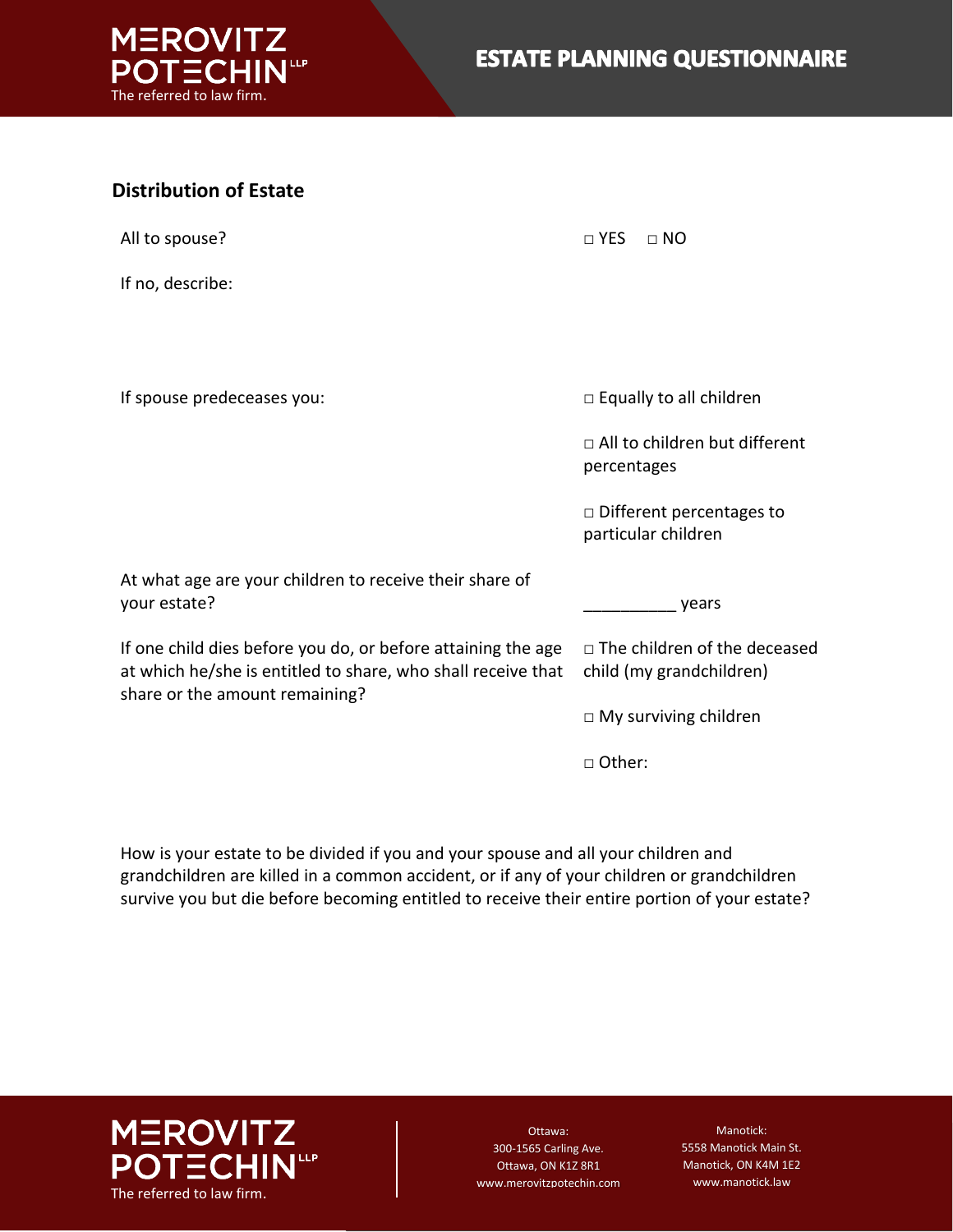## Distribution of Estate

All to spouse? □ YES □ NO

If no, describe:

If spouse predeceases you:

□ Equally to all children

□ All to children but different percentages

□ Different percentages to particular children

At what age are your children to receive their share of your estate? __________ years

If one child dies before you do, or before attaining the age at which he/she is entitled to share, who shall receive that share or the amount remaining?

□ The children of the deceased child (my grandchildren)

□ My surviving children

□ Other:

How is your estate to be divided if you and your spouse and all your children and grandchildren are killed in a common accident, or if any of your children or grandchildren survive you but die before becoming entitled to receive their entire portion of your estate?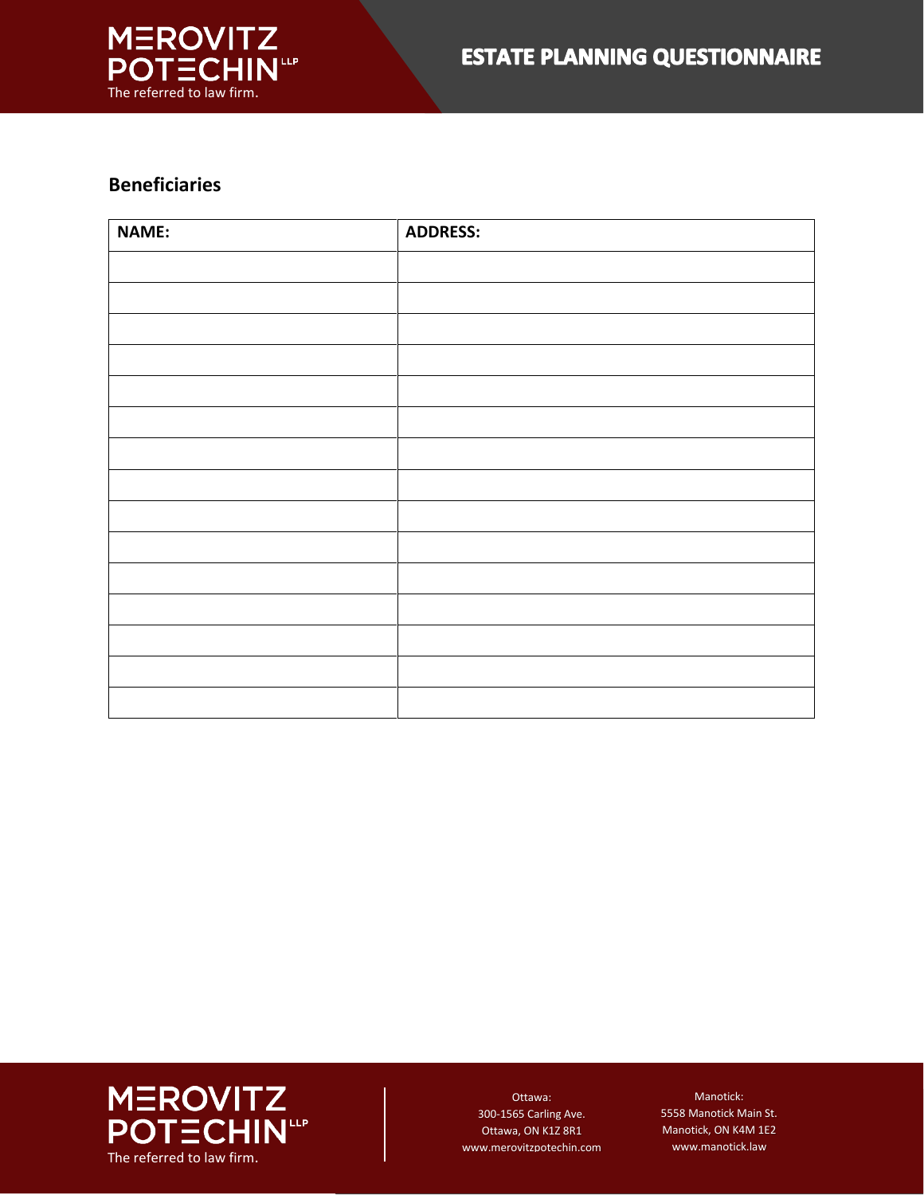## Beneficiaries

| NAME: | ADDRESS: |
| --- | --- |
| | |
| | |
| | |
| | |
| | |
| | |
| | |
| | |
| | |
| | |
| | |
| | |
| | |
| | |
| | |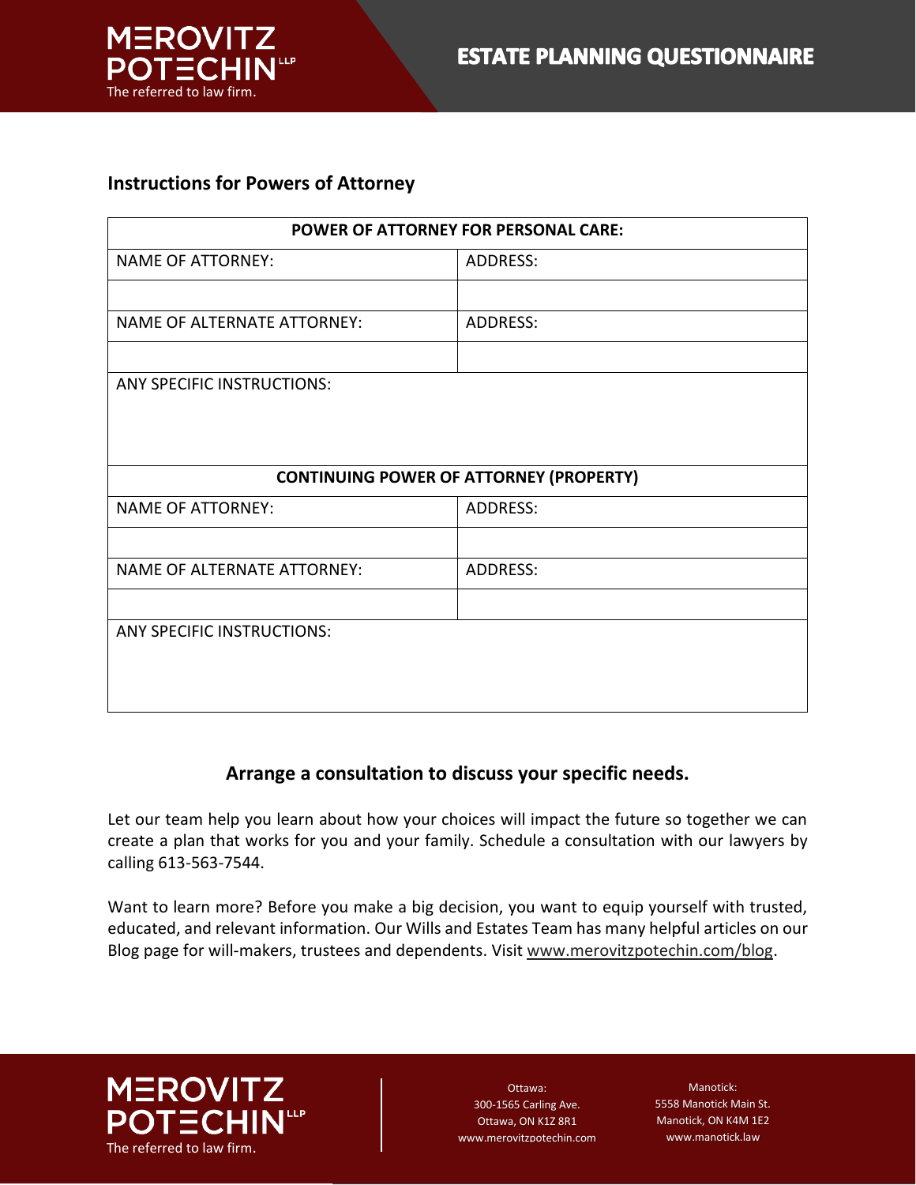## Instructions for Powers of Attorney

| POWER OF ATTORNEY FOR PERSONAL CARE: | |
|---|---|
| NAME OF ATTORNEY: | ADDRESS: |
| | |
| NAME OF ALTERNATE ATTORNEY: | ADDRESS: |
| | |
| ANY SPECIFIC INSTRUCTIONS: | |
| **CONTINUING POWER OF ATTORNEY (PROPERTY)** | |
| NAME OF ATTORNEY: | ADDRESS: |
| | |
| NAME OF ALTERNATE ATTORNEY: | ADDRESS: |
| | |
| ANY SPECIFIC INSTRUCTIONS: | |

### Arrange a consultation to discuss your specific needs.

Let our team help you learn about how your choices will impact the future so together we can create a plan that works for you and your family. Schedule a consultation with our lawyers by calling 613-563-7544.

Want to learn more? Before you make a big decision, you want to equip yourself with trusted, educated, and relevant information. Our Wills and Estates Team has many helpful articles on our Blog page for will-makers, trustees and dependents. Visit www.merovitzpotechin.com/blog.

MEROVITZ POTECHIN LLP
The referred to law firm.

Ottawa:
300-1565 Carling Ave.
Ottawa, ON K1Z 8R1
www.merovitzpotechin.com

Manotick:
5558 Manotick Main St.
Manotick, ON K4M 1E2
www.manotick.law